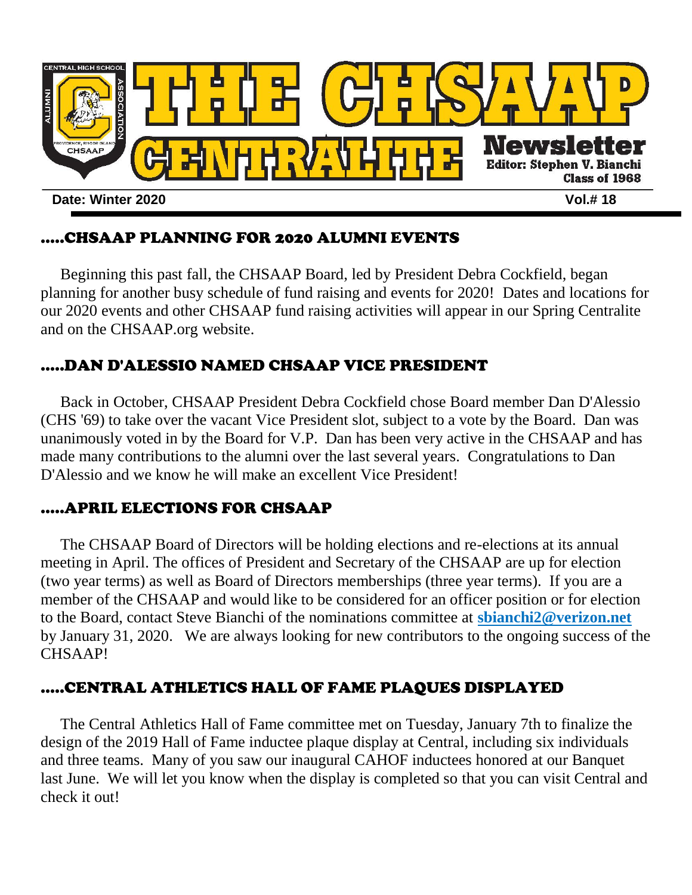# THE CHSAAP CENTRALITE Newsletter

**Editor: Stephen V. Bianchi, Class of 1968**

**Date: Winter 2020** **Vol.# 18**

## .....CHSAAP PLANNING FOR 2020 ALUMNI EVENTS

Beginning this past fall, the CHSAAP Board, led by President Debra Cockfield, began planning for another busy schedule of fund raising and events for 2020! Dates and locations for our 2020 events and other CHSAAP fund raising activities will appear in our Spring Centralite and on the CHSAAP.org website.

## .....DAN D'ALESSIO NAMED CHSAAP VICE PRESIDENT

Back in October, CHSAAP President Debra Cockfield chose Board member Dan D'Alessio (CHS '69) to take over the vacant Vice President slot, subject to a vote by the Board. Dan was unanimously voted in by the Board for V.P. Dan has been very active in the CHSAAP and has made many contributions to the alumni over the last several years. Congratulations to Dan D'Alessio and we know he will make an excellent Vice President!

## .....APRIL ELECTIONS FOR CHSAAP

The CHSAAP Board of Directors will be holding elections and re-elections at its annual meeting in April. The offices of President and Secretary of the CHSAAP are up for election (two year terms) as well as Board of Directors memberships (three year terms). If you are a member of the CHSAAP and would like to be considered for an officer position or for election to the Board, contact Steve Bianchi of the nominations committee at **sbianchi2@verizon.net** by January 31, 2020. We are always looking for new contributors to the ongoing success of the CHSAAP!

## .....CENTRAL ATHLETICS HALL OF FAME PLAQUES DISPLAYED

The Central Athletics Hall of Fame committee met on Tuesday, January 7th to finalize the design of the 2019 Hall of Fame inductee plaque display at Central, including six individuals and three teams. Many of you saw our inaugural CAHOF inductees honored at our Banquet last June. We will let you know when the display is completed so that you can visit Central and check it out!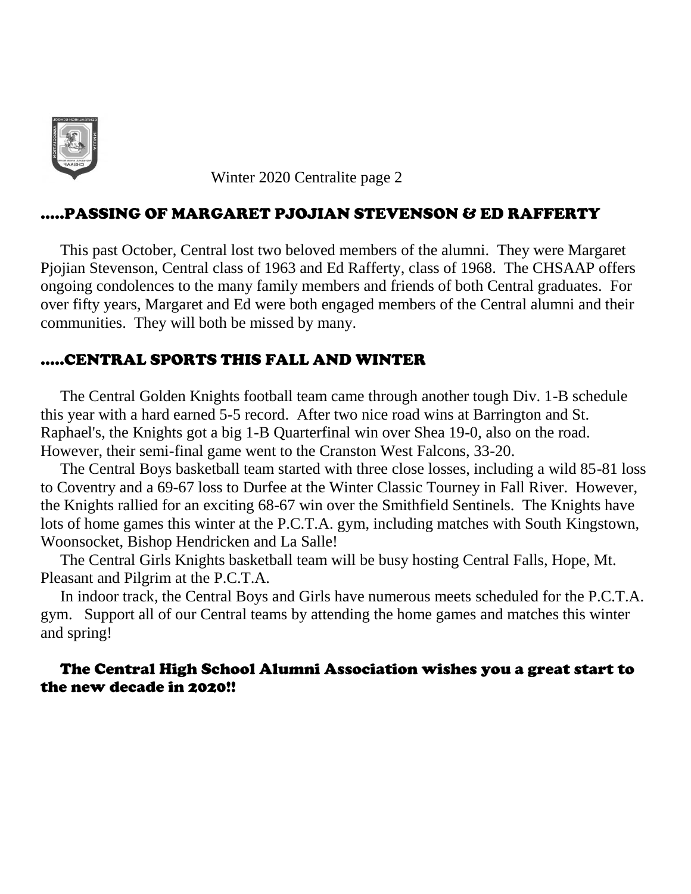## .....PASSING OF MARGARET PJOJIAN STEVENSON & ED RAFFERTY

This past October, Central lost two beloved members of the alumni. They were Margaret Pjojian Stevenson, Central class of 1963 and Ed Rafferty, class of 1968. The CHSAAP offers ongoing condolences to the many family members and friends of both Central graduates. For over fifty years, Margaret and Ed were both engaged members of the Central alumni and their communities. They will both be missed by many.

## .....CENTRAL SPORTS THIS FALL AND WINTER

The Central Golden Knights football team came through another tough Div. 1-B schedule this year with a hard earned 5-5 record. After two nice road wins at Barrington and St. Raphael's, the Knights got a big 1-B Quarterfinal win over Shea 19-0, also on the road. However, their semi-final game went to the Cranston West Falcons, 33-20.

The Central Boys basketball team started with three close losses, including a wild 85-81 loss to Coventry and a 69-67 loss to Durfee at the Winter Classic Tourney in Fall River. However, the Knights rallied for an exciting 68-67 win over the Smithfield Sentinels. The Knights have lots of home games this winter at the P.C.T.A. gym, including matches with South Kingstown, Woonsocket, Bishop Hendricken and La Salle!

The Central Girls Knights basketball team will be busy hosting Central Falls, Hope, Mt. Pleasant and Pilgrim at the P.C.T.A.

In indoor track, the Central Boys and Girls have numerous meets scheduled for the P.C.T.A. gym. Support all of our Central teams by attending the home games and matches this winter and spring!

**The Central High School Alumni Association wishes you a great start to the new decade in 2020!!**